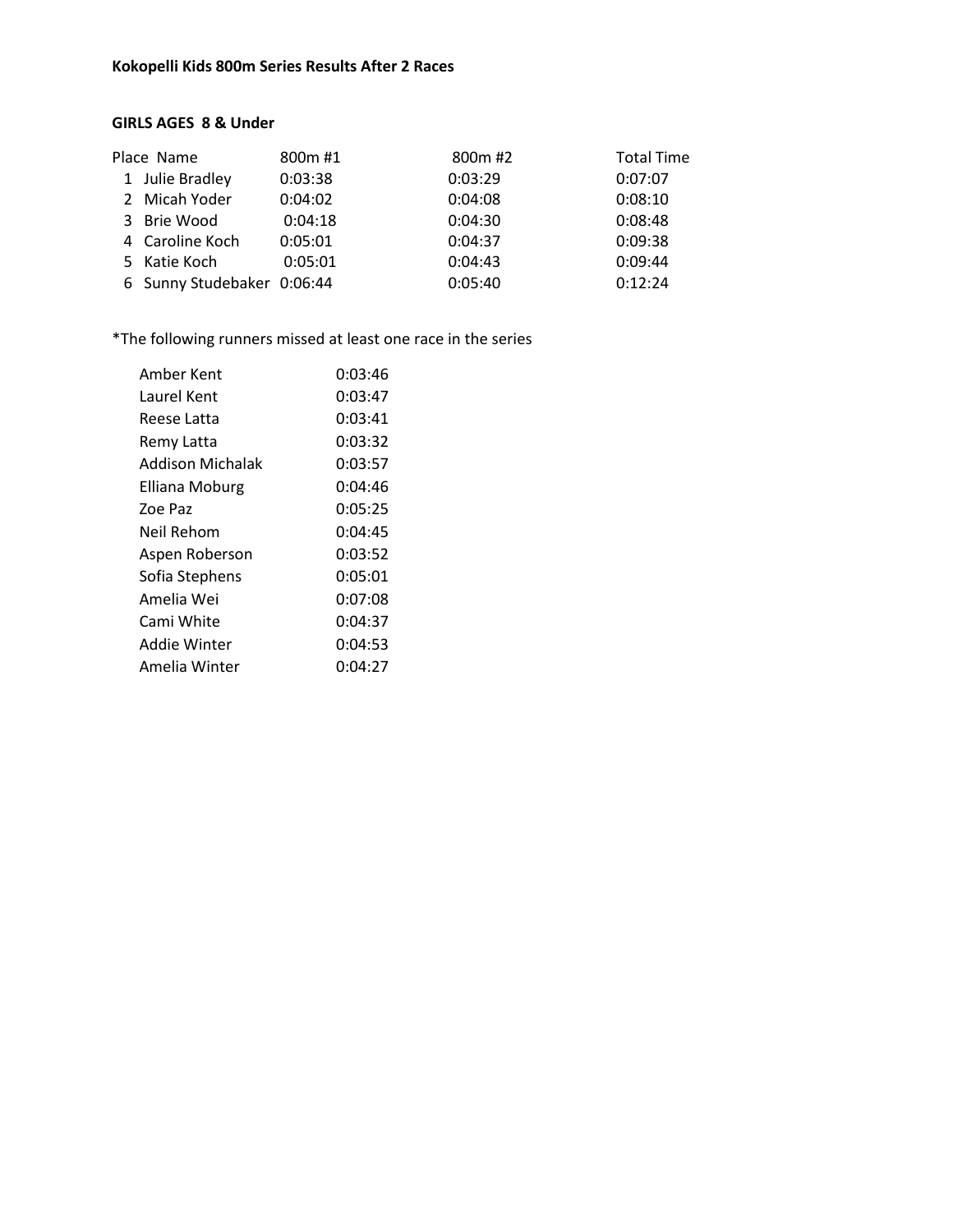**Kokopelli Kids 800m Series Results After 2 Races**

**GIRLS AGES 8 & Under**

| Place | Name | 800m #1 | 800m #2 | Total Time |
|---|---|---|---|---|
| 1 | Julie Bradley | 0:03:38 | 0:03:29 | 0:07:07 |
| 2 | Micah Yoder | 0:04:02 | 0:04:08 | 0:08:10 |
| 3 | Brie Wood | 0:04:18 | 0:04:30 | 0:08:48 |
| 4 | Caroline Koch | 0:05:01 | 0:04:37 | 0:09:38 |
| 5 | Katie Koch | 0:05:01 | 0:04:43 | 0:09:44 |
| 6 | Sunny Studebaker | 0:06:44 | 0:05:40 | 0:12:24 |

*The following runners missed at least one race in the series

| Name | Time |
|---|---|
| Amber Kent | 0:03:46 |
| Laurel Kent | 0:03:47 |
| Reese Latta | 0:03:41 |
| Remy Latta | 0:03:32 |
| Addison Michalak | 0:03:57 |
| Elliana Moburg | 0:04:46 |
| Zoe Paz | 0:05:25 |
| Neil Rehom | 0:04:45 |
| Aspen Roberson | 0:03:52 |
| Sofia Stephens | 0:05:01 |
| Amelia Wei | 0:07:08 |
| Cami White | 0:04:37 |
| Addie Winter | 0:04:53 |
| Amelia Winter | 0:04:27 |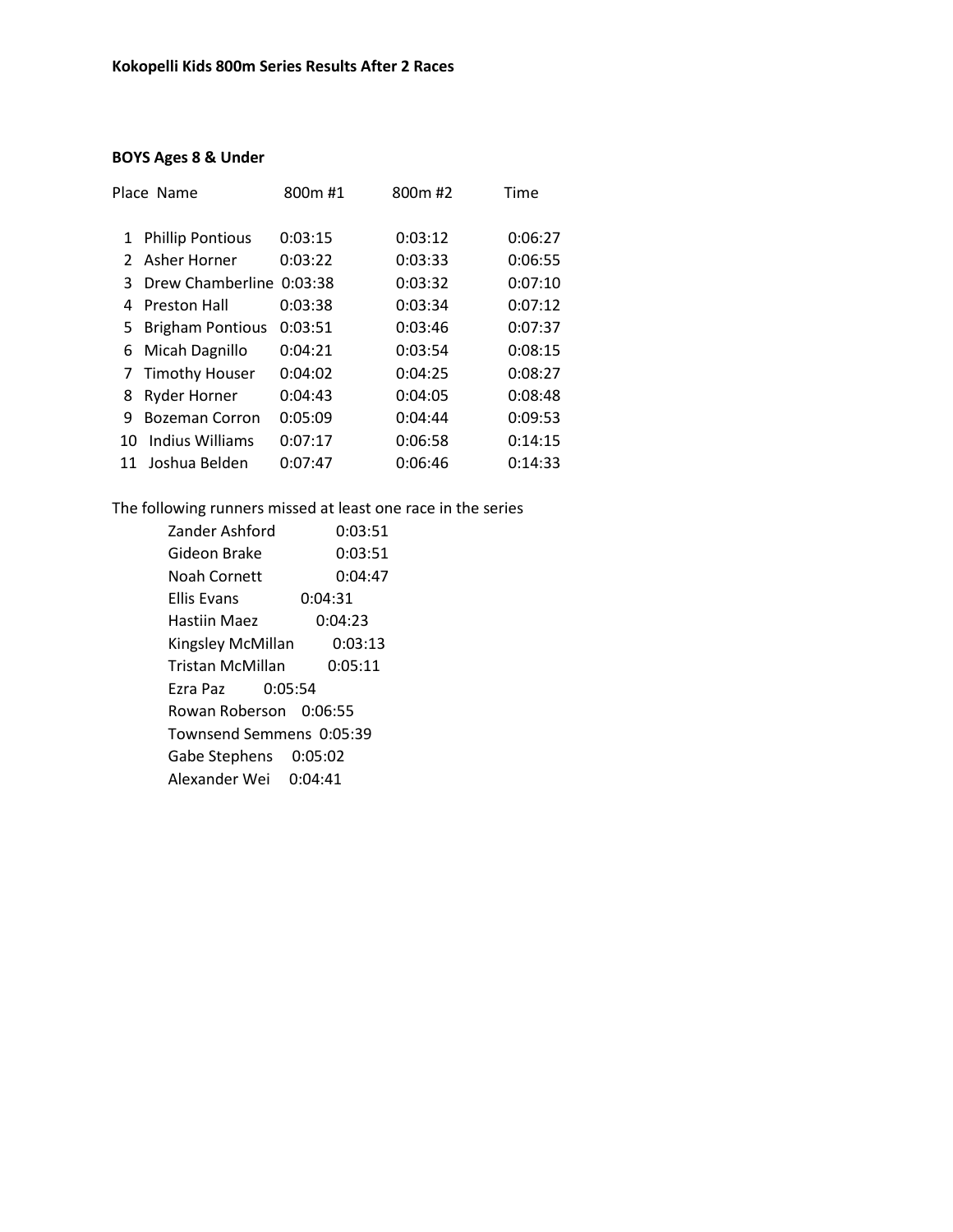**Kokopelli Kids 800m Series Results After 2 Races**

**BOYS Ages 8 & Under**

| Place | Name | 800m #1 | 800m #2 | Time |
|---|---|---|---|---|
| 1 | Phillip Pontious | 0:03:15 | 0:03:12 | 0:06:27 |
| 2 | Asher Horner | 0:03:22 | 0:03:33 | 0:06:55 |
| 3 | Drew Chamberline | 0:03:38 | 0:03:32 | 0:07:10 |
| 4 | Preston Hall | 0:03:38 | 0:03:34 | 0:07:12 |
| 5 | Brigham Pontious | 0:03:51 | 0:03:46 | 0:07:37 |
| 6 | Micah Dagnillo | 0:04:21 | 0:03:54 | 0:08:15 |
| 7 | Timothy Houser | 0:04:02 | 0:04:25 | 0:08:27 |
| 8 | Ryder Horner | 0:04:43 | 0:04:05 | 0:08:48 |
| 9 | Bozeman Corron | 0:05:09 | 0:04:44 | 0:09:53 |
| 10 | Indius Williams | 0:07:17 | 0:06:58 | 0:14:15 |
| 11 | Joshua Belden | 0:07:47 | 0:06:46 | 0:14:33 |

The following runners missed at least one race in the series

| | |
|---|---|
| Zander Ashford | 0:03:51 |
| Gideon Brake | 0:03:51 |
| Noah Cornett | 0:04:47 |
| Ellis Evans | 0:04:31 |
| Hastiin Maez | 0:04:23 |
| Kingsley McMillan | 0:03:13 |
| Tristan McMillan | 0:05:11 |
| Ezra Paz | 0:05:54 |
| Rowan Roberson | 0:06:55 |
| Townsend Semmens | 0:05:39 |
| Gabe Stephens | 0:05:02 |
| Alexander Wei | 0:04:41 |